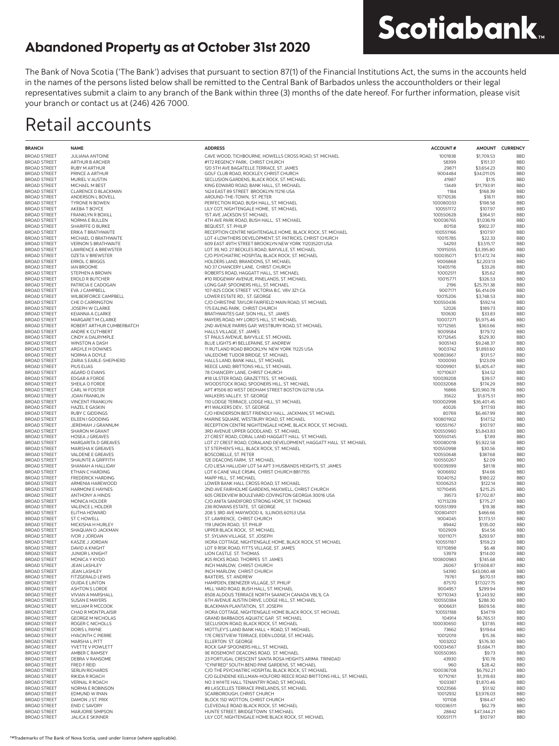# Scotiabank™

## Abandoned Property as at October 31st 2020

The Bank of Nova Scotia ('The Bank') advises that pursuant to section 87(1) of the Financial Institutions Act, the sums in the accounts held in the names of the persons listed below shall be remitted to the Central Bank of Barbados unless the accountholders or their legal representatives submit a claim to any branch of the Bank within three (3) months of the date hereof. For further information, please visit your branch or contact us at (246) 426 7000.

# Retail accounts

| BRANCH | NAME | ADDRESS | ACCOUNT # | AMOUNT | CURRENCY |
|---|---|---|---|---|---|
| BROAD STREET | JULIANA ANTOINE | CAVE WOOD, TICHBOURNE, HOWELLS CROSS ROAD, ST. MICHAEL | 1001838 | $1,709.53 | BBD |
| BROAD STREET | ARTHUR B ARCHER | #172 REGENCY PARK, CHRIST CHURCH | 58399 | $151.37 | BBD |
| BROAD STREET | RUBY M ARTHUR | 120 5TH AVE BAGATELLE TERRACE, ST. JAMES | 29871 | $3,654.23 | BBD |
| BROAD STREET | PRINCE A ARTHUR | GOLF CLUB ROAD, ROCKLEY, CHRIST CHURCH | 9004484 | $34,011.05 | BBD |
| BROAD STREET | MURIEL V AUSTIN | SECLUSION GARDENS, BLACK ROCK, ST. MICHAEL | 41987 | $1.15 | BBD |
| BROAD STREET | MICHAEL M BEST | KING EDWARD ROAD, BANK HALL, ST. MICHAEL | 13449 | $11,793.91 | BBD |
| BROAD STREET | CLARENCE D BLACKMAN | 1424 EAST 89 STREET BROOKLYN 11216 USA | 1184 | $168.39 | BBD |
| BROAD STREET | ANDERSON L BOVELL | AROUND-THE-TOWN, ST. PETER | 10710536 | $18.11 | BBD |
| BROAD STREET | TYRONE N BOWEN | PERFECTION ROAD, BUSH HALL, ST. MICHAEL | 100080033 | $198.58 | BBD |
| BROAD STREET | AKEBA T BOYCE | LILY COT, NIGHTENGALE HOME, ST. MICHAEL | 100551172 | $107.97 | BBD |
| BROAD STREET | FRANKLYN R BOXILL | 1ST AVE JACKSON ST. MICHAEL | 100550628 | $364.51 | BBD |
| BROAD STREET | NORMA E BULLEN | 4TH AVE PARK ROAD, BUSH HALL, ST. MICHAEL | 100036765 | $1,036.19 | BBD |
| BROAD STREET | SHARIFFE O BURKE | BEQUEST, ST. PHILIP | 80158 | $902.37 | BBD |
| BROAD STREET | ERIKA T BRATHWAITE | RECEPTION CENTRE NIGHTENGALE HOME, BLACK ROCK, ST. MICHAEL | 100551166 | $107.97 | BBD |
| BROAD STREET | MICHAEL O BRATHWAITE | LOT 4 LOWTHERS DEVELOPMENT, ST. PATRICKS, CHRIST CHURCH | 10015785 | $22.33 | BBD |
| BROAD STREET | VERNON S BRATHWAITE | 609 EAST 49TH STREET BROOKLYN NEW YORK 112035201 USA | 54293 | $3,515.17 | BBD |
| BROAD STREET | LAWRENCE A BREWSTER | LOT 39, NO. 27 BECKLES ROAD, BAYVILLE, ST. MICHAEL | 10915055 | $3,395.80 | BBD |
| BROAD STREET | OZETA V BREWSTER | C/O PSYCHIATRIC HOSPITAL BLACK ROCK, ST. MICHAEL | 100035071 | $17,472.74 | BBD |
| BROAD STREET | ERROL C BRIGGS | HOLDERS LAND, BRANDONS, ST. MICHAEL | 9006868 | $2,203.13 | BBD |
| BROAD STREET | IAN BROOME | NO 37 CHANCERY LANE, CHRIST CHURCH | 10405116 | $33.26 | BBD |
| BROAD STREET | STEPHEN A BROWN | ROBERTS ROAD, HAGGATT HALL, ST. MICHAEL | 10002511 | $35.62 | BBD |
| BROAD STREET | EROLD R BUTCHER | #10 RIDGEWAY AVENUE, PINELANDS, ST. MICHAEL | 10015771 | $326.53 | BBD |
| BROAD STREET | PATRICIA E CADOGAN | LONG GAP, SPOONERS HILL, ST. MICHAEL | 2196 | $25,751.38 | BBD |
| BROAD STREET | EVA J CAMPBELL | 107-825 COOK STREET VICTORIA B.C. V8V 3Z1 CA | 9007171 | $6,414.09 | BBD |
| BROAD STREET | WILBERFORCE CAMPBELL | LOWER ESTATE RD., ST. GEORGE | 10015206 | $3,748.53 | BBD |
| BROAD STREET | CHE D CARRINGTON | C/O CHRISTINE TAYLOR FAIRFIELD MAIN ROAD, ST. MICHAEL | 100550436 | $592.14 | BBD |
| BROAD STREET | JOSEPH W CLARKE | 175 EALING PARK, CHRIST CHURCH | 52026 | $189.73 | BBD |
| BROAD STREET | KEIANNA A CLARKE | BRATHWAITES GAP, SION HILL, ST. JAMES | 100630 | $33.83 | BBD |
| BROAD STREET | MARGARET M CLARKE | MAYERS ROAD, MY LORD'S HILL, ST. MICHAEL | 10007271 | $5,975.46 | BBD |
| BROAD STREET | ROBERT ARTHUR CUMBERBATCH | 2ND AVENUE PARRIS GAP, WESTBURY ROAD, ST. MICHAEL | 10712565 | $363.66 | BBD |
| BROAD STREET | ANDRE K CUTHBERT | HALLS VILLAGE, ST. JAMES | 9009584 | $179.72 | BBD |
| BROAD STREET | CINDY A DALRYMPLE | ST PAULS AVENUE, BAYVILLE, ST. MICHAEL | 10712645 | $529.30 | BBD |
| BROAD STREET | WINSTON A DASH | BLUE LIGHTS #1 BELLEPAINE, ST. ANDREW | 9005143 | $9,248.37 | BBD |
| BROAD STREET | ARGYLE H DOWNES | 11 RUTLAND ROAD BROOKLYN NEW YORK 11225 USA | 9003742 | $1,893.60 | BBD |
| BROAD STREET | NORMA A DOYLE | VALEDOME TUDOR BRIDGE, ST. MICHAEL | 100803667 | $131.57 | BBD |
| BROAD STREET | ZARIA S EARLE-SHEPHERD | HALLS LAND, BANK HALL, ST. MICHAEL | 1000093 | $123.09 | BBD |
| BROAD STREET | PIUS ELIAS | REECE LAND, BRITTONS HILL, ST. MICHAEL | 10009901 | $5,405.47 | BBD |
| BROAD STREET | AGARD O EVANS | 78 CHANCERY LANE, CHRIST CHURCH | 10710637 | $34.52 | BBD |
| BROAD STREET | EDGAR A FORDE | #18 ULSTER ROAD, GRAZETTES, ST. MICHAEL | 100039208 | $39.57 | BBD |
| BROAD STREET | SHEILA O FORDE | WOODSTOCK ROAD, SPOONERS HILL, ST. MICHAEL | 100032068 | $174.29 | BBD |
| BROAD STREET | CARL W FOSTER | APT #1506 80 WEST DEDHAM STREET BOSTON 02118 USA | 16866 | $20,960.78 | BBD |
| BROAD STREET | JOAN FRANKLIN | WALKERS VALLEY, ST. GEORGE | 35622 | $1,675.51 | BBD |
| BROAD STREET | VINCENT FRANKLYN | 110 LODGE TERRACE, LODGE HILL, ST. MICHAEL | 100002998 | $36,401.45 | BBD |
| BROAD STREET | HAZEL E GASKIN | #11 WALKERS DEV., ST. GEORGE | 40026 | $117.93 | BBD |
| BROAD STREET | RUBY C GIDDINGS | C/O HENDERSON BEST FRIENDLY HALL, JACKMAN, ST. MICHAEL | 80769 | $6,467.99 | BBD |
| BROAD STREET | EILEEN I GOODING | MARINE SQUARE, WESTBURY ROAD, ST. MICHAEL | 100801902 | $147.52 | BBD |
| BROAD STREET | JEREMIAH J GRANNUM | RECEPTION CENTRE NIGHTENGALE HOME, BLACK ROCK, ST. MICHAEL | 100551167 | $107.97 | BBD |
| BROAD STREET | SHARON M GRANT | 3RD AVENUE UPPER GOODLAND, ST. MICHAEL | 100550960 | $5,843.83 | BBD |
| BROAD STREET | HOSEA J GREAVES | 27 CREST ROAD, CORAL LAND HAGGATT HALL ST. MICHAEL | 100550145 | $7.89 | BBD |
| BROAD STREET | MARGARITA D GREAVES | LOT 27 CREST ROAD, CORALAND DEVELOPMENT, HAGGATT HALL ST. MICHAEL | 100080018 | $5,922.58 | BBD |
| BROAD STREET | MARISHA K GREAVES | ST STEPHEN'S HILL, BLACK ROCK, ST. MICHAEL | 100550998 | $30.56 | BBD |
| BROAD STREET | VALDENE E GREAVES | BOSCOBELLE, ST. PETER | 100550648 | $387.68 | BBD |
| BROAD STREET | SHAUNTE A GRIFFITH | 12E DEACONS FARM, ST. MICHAEL | 100550267 | $2.09 | BBD |
| BROAD STREET | SHANIAH A HALLIDAY | C/O LIESA HALLIDAY LOT 54 APT 3 HUSBANDS HEIGHTS, ST. JAMES | 100039399 | $81.18 | BBD |
| BROAD STREET | ETHAN C HARDING | LOT 6 CANE VALE CRS#4, CHRIST CHURCH BB17155 | 9006692 | $14.66 | BBD |
| BROAD STREET | FREDERICK HARDING | MAPP HILL, ST. MICHAEL | 10040152 | $180.22 | BBD |
| BROAD STREET | ARMENIA HAREWOOD | LOWER BANK HALL CROSS ROAD, ST. MICHAEL | 10006253 | $122.14 | BBD |
| BROAD STREET | HARMONI E HAYNES | 2ND AVE FAIRHOLME GARDENS, MAXWELL, CHRIST CHURCH | 10710495 | $215.25 | BBD |
| BROAD STREET | ANTHONY A HINDS | 605 CREEKVIEW BOULEVARD COVINGTON GEORGIA 30016 USA | 39573 | $7,702.87 | BBD |
| BROAD STREET | MONICA HOLDER | C/O ANITA SANDIFORD STRONG HOPE, ST. THOMAS | 10713239 | $775.27 | BBD |
| BROAD STREET | VALENCE L HOLDER | 236 ROWANS ESTATE, ST. GEORGE | 100551399 | $19.38 | BBD |
| BROAD STREET | ELITHA HOWARD | 208 S 3RD AVE MAYWOOD IL ILLINOIS 60153 USA | 100804101 | $466.66 | BBD |
| BROAD STREET | ST C HOWELL | ST. LAWRENCE, CHRIST CHURCH | 9004045 | $1,173.51 | BBD |
| BROAD STREET | MICKISHA H HURLEY | 119 UNION ROAD, ST. PHILIP | 89442 | $135.00 | BBD |
| BROAD STREET | SHAQUAN O JACKMAN | UPPER BLACK ROCK, ST. MICHAEL | 1002909 | $54.56 | BBD |
| BROAD STREET | IVOR J JORDAN | ST. SYLVAN VILLAGE, ST. JOSEPH | 10011071 | $293.97 | BBD |
| BROAD STREET | KASZIE J JORDAN | IXORA COTTAGE, NIGHTENGALE HOME, BLACK ROCK, ST. MICHAEL | 100551187 | $159.23 | BBD |
| BROAD STREET | DAVID A KNIGHT | LOT 9 RISK ROAD, FITTS VILLAGE, ST. JAMES | 10710898 | $6.48 | BBD |
| BROAD STREET | JUNIOR L KNIGHT | LION CASTLE ST. THOMAS | 53979 | $114.00 | BBD |
| BROAD STREET | MONICA Y KYDD | #25 RICKS ROAD, THORPES ST. JAMES | 100800983 | $745.68 | BBD |
| BROAD STREET | JEAN LASHLEY | INCH MARLOW, CHRIST CHURCH | 26067 | $17,608.87 | BBD |
| BROAD STREET | JEAN LASHLEY | INCH MARLOW, CHRIST CHURCH | 54390 | $43,060.48 | BBD |
| BROAD STREET | FITZGERALD LEWIS | BAXTERS, ST. ANDREW | 79761 | $670.51 | BBD |
| BROAD STREET | OUIDA E LINTON | HAMPDEN, EBENEZER VILLAGE, ST. PHILIP | 87570 | $17,027.75 | BBD |
| BROAD STREET | ASHTON S LORDE | MILL YARD ROAD, BUSH HALL, ST. MICHAEL | 9004957 | $299.94 | BBD |
| BROAD STREET | VIVIAN A MARSHALL | 8508 ALDOUS TERRACE NORTH SAANICH CANADA V8L1L CA | 10710343 | $1,243.92 | BBD |
| BROAD STREET | SUSAN E MAYERS | 6TH AVENUE AUSTIN DRIVE, LODGE HILL, ST. MICHAEL | 100550384 | $288.30 | BBD |
| BROAD STREET | WILLIAM R MCCOOK | BLACKMAN PLANTATION, ST. JOSEPH | 9006631 | $609.56 | BBD |
| BROAD STREET | CHAD R MONTPLAISIR | IXORA COTTAGE, NIGHTENGALE HOME BLACK ROCK, ST. MICHAEL | 100551188 | $347.19 | BBD |
| BROAD STREET | GEORGE M NICHOLAS | GRAND BARBADOS AQUATIC GAP, ST. MICHAEL | 104914 | $6,765.51 | BBD |
| BROAD STREET | ROGER C NICHOLLS | SECLUSION ROAD, BLACK ROCK, ST. MICHAEL | 100030650 | $37.85 | BBD |
| BROAD STREET | DORIS L PAYNE | MOTTLEY'S LAND BANK HALL + ROAD, ST. MICHAEL | 73662 | $519.64 | BBD |
| BROAD STREET | HYACINTH C PIERRE | 17E CRESTVIEW TERRACE, EDEN LODGE, ST. MICHAEL | 10012019 | $15.36 | BBD |
| BROAD STREET | MARSHA L PITT | ELLERTON ST. GEORGE | 1003202 | $576.30 | BBD |
| BROAD STREET | YVETTE V POWLETT | ROCK GAP SPOONERS HILL, ST. MICHAEL | 100034567 | $1,684.71 | BBD |
| BROAD STREET | AMBER C RAMSEY | 9E ROSEMONT DEACONS ROAD, ST. MICHAEL | 100550365 | $9.73 | BBD |
| BROAD STREET | DEBRA V RANSOME | 23 PORTUGAL CRESCENT SANTA ROSA HEIGHTS ARIMA TRINIDAD | 43930 | $10.78 | BBD |
| BROAD STREET | FRED F REID | "CYNFRED" SOUTH BEND PINE GARDENS, ST. MICHAEL | 960 | $28.42 | BBD |
| BROAD STREET | SERLIN RICHARDS | C/O THE PSYCHIATRIC HOSPITAL BLACK ROCK, ST. MICHAEL | 100036708 | $6,792.21 | BBD |
| BROAD STREET | RIKIDA R ROACH | C/O GLENDENE KELLMAN-HOLFORD REECE ROAD BRITTONS HILL, ST. MICHAEL | 10710161 | $1,319.83 | BBD |
| BROAD STREET | VERNAL R ROACH | NO 3 WHITE HALL TENANTRY ROAD, ST. MICHAEL | 1003387 | $1,870.46 | BBD |
| BROAD STREET | NORMA E ROBINSON | #8 LASCELLES TERRACE PINELANDS, ST. MICHAEL | 10023566 | $51.92 | BBD |
| BROAD STREET | EDMUND W RYAN | SCARBOROUGH, CHRIST CHURCH | 10012932 | $3,976.03 | BBD |
| BROAD STREET | DAMON J ST. PRIX | BLOCK 15D WOTTON, CHRIST CHURCH | 101108 | $184.47 | BBD |
| BROAD STREET | ENID C SAVORY | CLEVEDALE ROAD BLACK ROCK, ST. MICHAEL | 100036511 | $62.79 | BBD |
| BROAD STREET | MARJORIE SIMPSON | HUNTE STREET, BRIDGETOWN ST.MICHAEL | 28842 | $47,344.21 | BBD |
| BROAD STREET | JALICA E SKINNER | LILY COT, NIGHTENGALE HOME BLACK ROCK, ST. MICHAEL | 100551171 | $107.97 | BBD |

™Trademarks of The Bank of Nova Scotia, used under licence (where applicable).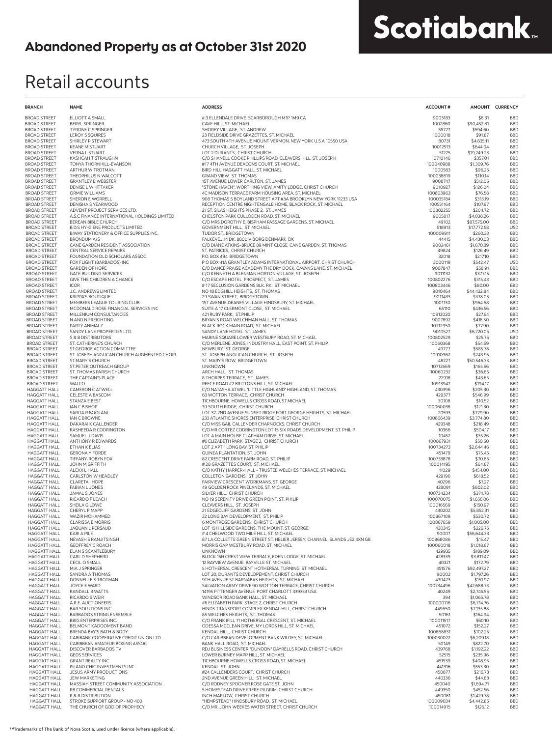# Abandoned Property as at October 31st 2020

Scotiabank

## Retail accounts

| BRANCH | NAME | ADDRESS | ACCOUNT # | AMOUNT | CURRENCY |
|---|---|---|---|---|---|
| BROAD STREET | ELLIOTT A SMALL | # 3 ELLENDALE DRIVE SCARBOROUGH M1P 1M9 CA | 9003183 | $8.31 | BBD |
| BROAD STREET | BERYL SPRINGER | CAVE HILL, ST. MICHAEL | 1002860 | $90,452.81 | BBD |
| BROAD STREET | TYRONE C SPRINGER | SHOREY VILLAGE, ST. ANDREW | 36727 | $594.60 | BBD |
| BROAD STREET | LEROY S SQUIRES | 23 FIELDSIDE DRIVE GRAZETTES, ST. MICHAEL | 1000018 | $91.87 | BBD |
| BROAD STREET | SHIRLEY P STEWART | 473 SOUTH 4TH AVENUE MOUNT VERNON, NEW YORK U.S.A 10550 USA | 80731 | $4,635.11 | BBD |
| BROAD STREET | KEANE M STUART | CHURCH VILLAGE, ST. JOSEPH | 10012513 | $644.04 | BBD |
| BROAD STREET | VERNA L STUART | LOT 2 DURANTS, CHRIST CHURCH | 51275 | $19,249.23 | BBD |
| BROAD STREET | KASHCAH T STRAUGHN | C/O SHANELL COOKE PHILLIPS ROAD, CLEAVERS HILL, ST. JOSEPH | 10710146 | $357.01 | BBD |
| BROAD STREET | TONYA THORNHILL-EVANSON | #17 4TH AVENUE DEACONS COURT, ST. MICHAEL | 100040988 | $1,309.76 | BBD |
| BROAD STREET | ARTHUR W TROTMAN | BIRD HILL HAGGATT HALL, ST. MICHAEL | 1000583 | $96.25 | BBD |
| BROAD STREET | THEOPHILUS N WALCOTT | GRAND VIEW, ST. THOMAS | 100038819 | $110.14 | BBD |
| BROAD STREET | GRANTLEY E WEBSTER | 1ST AVENUE LOWER CARLTON, ST. JAMES | 9008747 | $512.05 | BBD |
| BROAD STREET | DENISE L WHITTAKER | "STONE HAVEN", WORTHING VIEW, AMITY LODGE, CHRIST CHURCH | 9010927 | $126.04 | BBD |
| BROAD STREET | ORMIE WILLIAMS | 4C MADISON TERRACE FARM HOUSING AREA, ST. MICHAEL | 100803963 | $76.58 | BBD |
| BROAD STREET | SHERON E WORRELL | 908 THOMAS S BOYLAND STREET APT #3A BROOKLYN NEW YORK 11233 USA | 100035184 | $313.19 | BBD |
| BROAD STREET | DENISHA S YEARWOOD | RECEPTION CENTRE NIGHTENGALE HOME, BLACK ROCK, ST. MICHAEL | 100551164 | $107.97 | BBD |
| BROAD STREET | ADVENT PROJECT SERVICES LTD. | 21 ST. SILAS HEIGHTS PHASE 2, ST. JAMES | 100802255 | $204.72 | BBD |
| BROAD STREET | A.S.C FINANCE INTERNATIONAL HOLDINGS LIMITED | CHELSTON PARK CULLODEN ROAD, ST. MICHAEL | 9005817 | $4,038.26 | BBD |
| BROAD STREET | BEREAN BIBLE CHURCH | C/O MRS.DOROTHY E. BISPHAM PASSAGE GARDENS, ST. MICHAEL | 49102 | $87,575.00 | BBD |
| BROAD STREET | B.D.S HY-GIENE PRODUCTS LIMITED | GOVERNMENT HILL, ST. MICHAEL | 518913 | $17,772.58 | USD |
| BROAD STREET | BIWAY STATIONERY & OFFICE SUPPLIES INC. | TUDOR ST., BRIDGETOWN | 100009911 | $260.33 | BBD |
| BROAD STREET | BRONDUM A/S | FALKEVEJ 14 DK. 8800 VIBORG DENMARK DK | 44415 | $4,430.03 | BBD |
| BROAD STREET | CANE GARDEN RESIDENT ASSOCIATION | C/O DIANE ATKINS-BRUCE 89 MINT CLOSE, CANE GARDEN, ST. THOMAS | 9002461 | $1,670.39 | BBD |
| BROAD STREET | CENTRAL SERVICE REPAIRS | ST. PATRICKS, CHRIST CHURCH | 49824 | $126.49 | BBD |
| BROAD STREET | FOUNDATION OLD SCHOLARS ASSOC | P.O. BOX 494 BRIDGETOWN | 32018 | $217.10 | BBD |
| BROAD STREET | FOX FLIGHT (BARBADOS) INC | P O BOX 41A GRANTLEY ADAMS INTERNATIONAL AIRPORT, CHRIST CHURCH | 3000119 | $542.47 | USD |
| BROAD STREET | GARDEN OF HOPE | C/O DANCE PRAISE ACADEMY THE DRY DOCK, CAVANS LANE, ST. MICHAEL | 9007847 | $58.91 | BBD |
| BROAD STREET | GATE BUILDING SERVICES | C/O KENNETH A BLENMAN HORTON VILLAGE, ST. JOSEPH | 9011132 | $377.15 | BBD |
| BROAD STREET | GIVE THE CHILDREN A CHANCE | C/O ESCAPE HOTEL PROSPECT, ST. JAMES | 100802276 | $315.43 | BBD |
| BROAD STREET | ICOR | # 17 SECLUSION GARDENS BLK. RK. ST. MICHAEL | 100803446 | $80.00 | BBD |
| BROAD STREET | J.C. ANDREWS LIMITED | NO 1B EDGHILL HEIGHTS, ST. THOMAS | 9010464 | $44,432.84 | BBD |
| BROAD STREET | KRIPPA'S BOUTIQUE | 29 SWAN STREET, BRIDGETOWN | 9011433 | $378.05 | BBD |
| BROAD STREET | MEMBERS LEAGUE TOURING CLUB | 1ST AVENUE DEANES VILLAGE HINDSBURY, ST. MICHAEL | 10011130 | $964.68 | BBD |
| BROAD STREET | MCDONALD ROSE FINANCIAL SERVICES INC | SUITE A 17 CLERMONT CLOSE, ST. MICHAEL | 65110 | $436.56 | BBD |
| BROAD STREET | MILLENIUM CONSULTANCIES | 421 RUBY PARK, ST.PHILIP | 10912020 | $27.64 | BBD |
| BROAD STREET | N AND N FREIGHTING | BRYAN'S ROAD WELCHMAN HALL, ST. THOMAS | 9007892 | $418.50 | BBD |
| BROAD STREET | PARTY ANIMALZ | BLACK ROCK MAIN ROAD, ST. MICHAEL | 10712950 | $77.90 | BBD |
| BROAD STREET | SANDY LANE PROPERTIES LTD. | SANDY LANE HOTEL ST. JAMES | 9010527 | $6,720.05 | USD |
| BROAD STREET | S & B DISTRIBUTORS | MARINE SQUARE LOWER WESTBURY ROAD, ST. MICHAEL | 100802529 | $25.75 | BBD |
| BROAD STREET | ST. CATHERINE'S CHURCH | C/O MERLENE JONES, INDUSTRY HALL, EAST POINT, ST. PHILIP | 10060368 | $54.69 | BBD |
| BROAD STREET | ST.GEORGE ACTION COMMITTEE | NEWBURY, ST. GEORGE | 49777 | $585.78 | BBD |
| BROAD STREET | ST JOSEPH ANGLICAN CHURCH AUGMENTED CHOIR | ST. JOSEPH ANGLICAN CHURCH, ST. JOSEPH | 10910962 | $243.95 | BBD |
| BROAD STREET | ST.MARY'S CHURCH | ST. MARY'S ROW, BRIDGETOWN | 48227 | $50,546.33 | BBD |
| BROAD STREET | ST.PETER OUTREACH GROUP | UNKNOWN | 10712669 | $165.66 | BBD |
| BROAD STREET | ST. THOMAS PARISH CHURCH | ARCH HALL, ST. THOMAS | 10060232 | $36.65 | BBD |
| BROAD STREET | THE CAPTAIN'S PLACE | 8 THORPES TERRACE, ST. JAMES | 22918 | $43.65 | BBD |
| BROAD STREET | WALCO | REECE ROAD #2 BRITTONS HILL, ST. MICHAEL | 10913947 | $194.17 | BBD |
| HAGGATT HALL | CAMERON C ATWELL | C/O NATASHA ATWEL 'LITTLE HIGHLAND' HIGHLAND, ST. THOMAS | 430396 | $205.30 | BBD |
| HAGGATT HALL | CELESTE A BASCOM | 63 WOTTON TERRACE, CHRIST CHURCH | 429377 | $546.99 | BBD |
| HAGGATT HALL | STANZA E BEST | TICHBOURNE, HOWELLS CROSS ROAD, ST.MICHAEL | 30108 | $10.52 | BBD |
| HAGGATT HALL | IAN C BISHOP | 39 SOUTH RIDGE, CHRIST CHURCH | 100060038 | $121.30 | BBD |
| HAGGATT HALL | SARITA R BOOLANI | LOT 37, 2ND AVENUE SUNSET RIDGE FORT GEORGE HEIGHTS, ST. MICHAEL | 20593 | $779.90 | BBD |
| HAGGATT HALL | IAN C BROWNE | 233 ATLANTIC SHORES ENTERPRISE, CHRIST CHURCH | 100866439 | $3,774.80 | BBD |
| HAGGATT HALL | DAKARAI K CALLENDER | C/O MISS GAIL CALLENDER CHARNOCKS, CHRIST CHURCH | 429348 | $218.49 | BBD |
| HAGGATT HALL | RASHEEDA R CODRINGTON | C/O MR CORTEZ CODRINGTON LOT 15 SIX ROADS DEVELOPMENT, ST. PHILIP | 10366 | $504.17 | BBD |
| HAGGATT HALL | SAMUEL J DAVIS | LOT A MAIN HOUSE CLAPHAM DRIVE, ST. MICHAEL | 10452 | $35.26 | BBD |
| HAGGATT HALL | ANTHONY R EDWARDS | #6 ELIZABETH PARK STAGE 2, CHRIST CHURCH | 100867931 | $50.50 | BBD |
| HAGGATT HALL | ETHAN K ELIAS | LOT 2 APT 1 LONG BAY, ST. PHILIP | 100734273 | $2,644.46 | BBD |
| HAGGATT HALL | GERONA Y FORDE | GUINEA PLANTATION, ST. JOHN | 451479 | $75.45 | BBD |
| HAGGATT HALL | TIFFANY-ROBYN FOX | 82 CRESCENT DRIVE FARM ROAD, ST. PHILIP | 100733878 | $70.85 | BBD |
| HAGGATT HALL | JOHN M GRIFFITH | # 28 GRAZETTES COURT, ST. MICHAEL | 100014195 | $64.87 | BBD |
| HAGGATT HALL | ALEXX L HALL | C/O KATHY HARPER-HALL - TRUSTEE WELCHES TERRACE, ST. MICHAEL | 11029 | $454.00 | BBD |
| HAGGATT HALL | CARLSTON W HEADLEY | COLLETON GARDENS, ST. JOHN | 429196 | $618.52 | BBD |
| HAGGATT HALL | CLARETA I HOPE | FAIRVIEW CRESCENT WORKMANS, ST. GEORGE | 40296 | $7.27 | BBD |
| HAGGATT HALL | FABIAN L JONES | 49 GOLDEN ROCK PINELANDS, ST. MICHAEL | 428091 | $802.02 | BBD |
| HAGGATT HALL | JAMAL S JONES | SILVER HILL, CHRIST CHURCH | 100734234 | $374.78 | BBD |
| HAGGATT HALL | RICARDO F LEACH | NO 19 SERENITY DRIVE GREEN POINT, ST. PHILIP | 100070075 | $1,656.06 | BBD |
| HAGGATT HALL | SHEILA G LOWE | CLEAVERS HILL, ST. JOSEPH | 100016569 | $150.97 | BBD |
| HAGGATT HALL | CHERYL P MAPP | 21 EDGECLIFF GARDENS, ST. JOHN | 430202 | $5,852.31 | BBD |
| HAGGATT HALL | WAZIR MOHAMMED | 32 LONG BAY DEVELOPMENT, ST. PHILIP | 100867109 | $530.72 | BBD |
| HAGGATT HALL | CLARISSA E MORRIS | 6 MONTROSE GARDENS, CHRIST CHURCH | 100061659 | $1,005.00 | BBD |
| HAGGATT HALL | JAQUAN L PERSAUD | LOT 15 HILLSIDE GARDENS, THE MOUNT, ST. GEORGE | 430345 | $226.75 | BBD |
| HAGGATT HALL | KARI A PILE | # 4 CHELWOOD TWO MILE HILL, ST. MICHAEL | 90007 | $56,644.33 | BBD |
| HAGGATT HALL | NEVASH S RANJITSINGH | 87 LA COLLETTE GREEN STREET ST. HELIER JERSEY; CHANNEL ISLANDS JE2 4XN GB | 100868086 | $15.47 | BBD |
| HAGGATT HALL | GEOFFREY C ROACH | MORRIS GAP WESTBURY ROAD, ST. MICHAEL | 100060018 | $1,018.67 | BBD |
| HAGGATT HALL | ELAN S SCANTLEBURY | UNKNOWN | 429935 | $189.09 | BBD |
| HAGGATT HALL | CARL D SHEPHERD | BLOCK 15H CREST VIEW TERRACE, EDEN LODGE, ST. MICHAEL | 428339 | $3,811.47 | BBD |
| HAGGATT HALL | CECIL O SMALL | 12 BAYVIEW AVENUE, BAYVILLE ST. MICHAEL | 40321 | $172.79 | BBD |
| HAGGATT HALL | MIA J SPRINGER | 5 HOTHERSAL CRESCENT HOTHERSAL TURNING, ST. MICHAEL | 451576 | $92,497.27 | BBD |
| HAGGATT HALL | SANDRA A THOMAS | LOT 20, DURANTS DEVELOPEMENT, CHRIST CHURCH | 90002 | $1,797.26 | BBD |
| HAGGATT HALL | DONNELLE S TROTMAN | 9TH AVENUE ST BARNABAS HEIGHTS, ST. MICHAEL | 430423 | $151.97 | BBD |
| HAGGATT HALL | JOYCE E WARD | SALVATION ARMY DRIVE 90 WOTTON TERRACE, CHRIST CHURCH | 100734496 | $42,688.73 | BBD |
| HAGGATT HALL | RANDALL B WATTS | 14195 PITTENGER AVENUE PORT CHARLOTT 339353 USA | 40249 | $2,745.55 | BBD |
| HAGGATT HALL | RICARDO S WEIR | WINDSOR ROAD BANK HALL, ST. MICHAEL | 394 | $1,065.78 | BBD |
| HAGGATT HALL | A.R.E. AUCTIONEERS | #6 ELIZABETH PARK STAGE 2, CHRIST CHURCH | 100000116 | $6,714.76 | BBD |
| HAGGATT HALL | BAR SOLUTIONS INC. | HINDS TRANSPORT COMPLEX KENDAL HILL, CHRIST CHURCH | 449650 | $2,135.88 | BBD |
| HAGGATT HALL | BARBADOS STRING ENSEMBLE | 85 WELCHES HEIGHTS, ST. THOMAS | 50161 | $164.94 | BBD |
| HAGGATT HALL | BBIG ENTERPRISES INC. | C/O FRANK IFILL 11 HOTHERSAL CRESCENT, ST. MICHAEL | 100011517 | $60.10 | BBD |
| HAGGATT HALL | BELMONT KADOOMENT BAND | ODESSA MCCLEAN DRIVE, MY LORDS HILL, ST. MICHAEL | 451072 | $152.27 | BBD |
| HAGGATT HALL | BRENDA BAY'S BATH & BODY | KENDAL HILL, CHRIST CHURCH | 100868831 | $102.25 | BBD |
| HAGGATT HALL | CARIBANK COOPERATIVE CREDIT UNION LTD. | C/O CARIBBEAN DEVELOPMENT BANK WILDEY, ST. MICHAEL | 100030022 | $6,209.18 | BBD |
| HAGGATT HALL | CARIBBEAN AMATEUR BOXING ASSOC | BANK HALL ROAD, ST. MICHAEL | 50149 | $822.70 | BBD |
| HAGGATT HALL | DISCOVER BARBADOS TV | RDJ BUSINESS CENTER "DUNOON" DAYRELLS ROAD, CHRIST CHURCH | 439768 | $1,192.22 | BBD |
| HAGGATT HALL | GEDS SERVICES | LOWER BURNEY MAPP HILL, ST. MICHAEL | 52515 | $235.96 | BBD |
| HAGGATT HALL | GRANT REALTY INC. | TICHBOURNE HOWELLS CROSS ROAD, ST. MICHAEL | 451539 | $408.95 | BBD |
| HAGGATT HALL | ISLAND CHIC INVESTMENTS INC. | KENDAL ST. JOHN | 441316 | $553.30 | BBD |
| HAGGATT HALL | JESUS ARMY PRODUCTIONS | #24 CALLENDERS COURT, CHRIST CHURCH | 450877 | $216.73 | BBD |
| HAGGATT HALL | JEW MARKETING | 2ND AVENUE GREEN HILL, ST. MICHAEL | 440336 | $44.83 | BBD |
| HAGGATT HALL | MASSIAH STREET COMMUNITY ASSOCIATION | C/O RODNEY SPOONER ROSE GATE ST. JOHN | 450040 | $1,694.71 | BBD |
| HAGGATT HALL | RB COMMERCIAL RENTALS | 5 HOMESTEAD DRIVE FRERE PILGRIM, CHRIST CHURCH | 449350 | $452.56 | BBD |
| HAGGATT HALL | R & R DISTRIBUTION | INCH MARLOW, CHRIST CHURCH | 450081 | $1,429.78 | BBD |
| HAGGATT HALL | STROKE SUPPORT GROUP - NO 460 | "HEMPSTEAD" HINDSBURY ROAD, ST. MICHAEL | 100009034 | $4,442.85 | BBD |
| HAGGATT HALL | THE CHURCH OF GOD OF PROPHECY | C/O MR. JOHN WEEKES WATER STREET, CHRIST CHURCH | 100014915 | $126.12 | BBD |

™Trademarks of The Bank of Nova Scotia, used under licence (where applicable).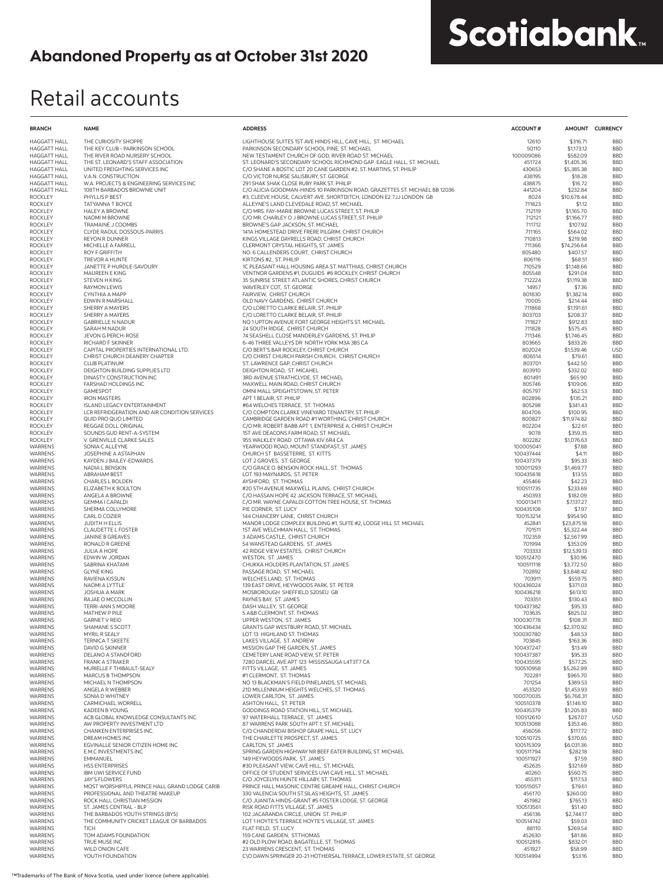## Abandoned Property as at October 31st 2020

# Retail accounts

| BRANCH | NAME | ADDRESS | ACCOUNT # | AMOUNT | CURRENCY |
|---|---|---|---|---|---|
| HAGGATT HALL | THE CURIOSITY SHOPPE | LIGHTHOUSE SUITES 1ST AVE HINDS HILL, CAVE HILL, ST. MICHAEL | 12610 | $316.71 | BBD |
| HAGGATT HALL | THE KEY CLUB - PARKINSON SCHOOL | PARKINSON SECONDARY SCHOOL PINE, ST. MICHAEL | 50110 | $1,173.12 | BBD |
| HAGGATT HALL | THE RIVER ROAD NURSERY SCHOOL | NEW TESTAMENT CHURCH OF GOD, RIVER ROAD ST. MICHAEL | 100009086 | $582.09 | BBD |
| HAGGATT HALL | THE ST. LEONARD'S STAFF ASSOCIATION | ST. LEONARD'S SECONDARY SCHOOL RICHMOND GAP EAGLE HALL, ST. MICHAEL | 451724 | $1,405.36 | BBD |
| HAGGATT HALL | UNITED FREIGHTING SERVICES INC | C/O SHANE A BOSTIC LOT 20 CANE GARDEN #2, ST. MARTINS, ST. PHILIP | 430653 | $5,385.38 | BBD |
| HAGGATT HALL | V.A.N. CONSTRUCTION | C/O VICTOR NURSE SALISBURY, ST. GEORGE | 438195 | $18.28 | BBD |
| HAGGATT HALL | W.A. PROJECTS & ENGINEERING SERVICES INC | 291 SHAK SHAK CLOSE RUBY PARK ST. PHILIP | 438875 | $16.72 | BBD |
| HAGGATT HALL | 108TH BARBADOS BROWNIE UNIT | C/O ALICIA GOODMAN-HINDS 10 PARKINSON ROAD, GRAZETTES ST. MICHAEL BB 12036 | 441204 | $232.84 | BBD |
| ROCKLEY | PHYLLIS P BEST | #3, CLEEVE HOUSE, CALVERT AVE. SHORTDITCH, LONDON E2 7JJ LONDON GB | 8024 | $10,678.44 | BBD |
| ROCKLEY | TATYANNA T BOYCE | ALLEYNE'S LAND CLEVEDALE ROAD, ST. MICHAEL | 711823 | $1.12 | BBD |
| ROCKLEY | HALEY A BROWNE | C/O MRS. FAY-MARIE BROWNE LUCAS STREET, ST. PHILIP | 712119 | $1,165.70 | BBD |
| ROCKLEY | NAOMI M BROWNE | C/O MR. CHARLEY O J BROWNE LUCAS STREET, ST. PHILIP | 712121 | $1,166.77 | BBD |
| ROCKLEY | TRAMAINE J COOMBS | BROWNE'S GAP JACKSON, ST. MICHAEL | 711712 | $107.92 | BBD |
| ROCKLEY | CLYDE RAOUL DOSSOUS-PARRIS | 141A HOMESTEAD DRIVE FRERE PILGRIM, CHRIST CHURCH | 711165 | $564.02 | BBD |
| ROCKLEY | REYON R DUNNER | KINGS VILLAGE DAYRELLS ROAD, CHRIST CHURCH | 710813 | $219.98 | BBD |
| ROCKLEY | MICHELLE A FARRELL | CLERMONT CRYSTAL HEIGHTS, ST. JAMES | 711366 | $74,256.64 | BBD |
| ROCKLEY | ROY F GRIFFITH | NO. 6 CALLENDERS COURT, CHRIST CHURCH | 805480 | $407.57 | BBD |
| ROCKLEY | TREVOR A HUNTE | KIRTONS #2, ST. PHILIP | 806116 | $68.51 | BBD |
| ROCKLEY | JANETTE P HURDLE-SAVOURY | 1C PLEASANT HALL HOUSING AREA ST. MATTHIAS, CHRIST CHURCH | 710529 | $1,148.66 | BBD |
| ROCKLEY | MAUREEN E KING | VENTNOR GARDENS #1, DUGUIDS #6 ROCKLEY, CHRIST CHURCH | 805548 | $291.04 | BBD |
| ROCKLEY | STEVEN H KING | 35 SUNRISE STREET ATLANTIC SHORES, CHRIST CHURCH | 712224 | $1,119.38 | BBD |
| ROCKLEY | RAYMON LEWIS | WAVERLEY COT, ST. GEORGE | 14957 | $7.36 | BBD |
| ROCKLEY | CYNTHIA A MAPP | FAIRVIEW, CHRIST CHURCH | 801830 | $1,382.14 | BBD |
| ROCKLEY | EDWIN R MARSHALL | OLD NAVY GARDENS, CHRIST CHURCH | 70005 | $214.44 | BBD |
| ROCKLEY | SHERRY A MAYERS | C/O LORETTO CLARKE BELAIR, ST. PHILIP | 711868 | $1,191.61 | BBD |
| ROCKLEY | SHERRY A MAYERS | C/O LORETTO CLARKE BELAIR, ST. PHILIP | 803703 | $208.37 | BBD |
| ROCKLEY | GABRIELLE N NADUR | NO 1 UPTON AVENUE FORT GEORGE HEIGHTS ST. MICHAEL | 711827 | $912.83 | BBD |
| ROCKLEY | SARAH M NADUR | 24 SOUTH RIDGE, CHRIST CHURCH | 711828 | $575.45 | BBD |
| ROCKLEY | JEVON G PERCH-ROSE | 74 SEASHELL CLOSE MANDERLEY GARDENS, ST. PHILIP | 711346 | $1,746.45 | BBD |
| ROCKLEY | RICHARD F SKINNER | 6-46 THREE VALLEYS DR NORTH YORK M3A 3B5 CA | 803665 | $833.26 | BBD |
| ROCKLEY | CAPITAL PROPERTIES INTERNATIONAL LTD. | C/O BERT'S BAR ROCKLEY, CHRIST CHURCH | 802024 | $1,539.46 | USD |
| ROCKLEY | CHRIST CHURCH DEANERY CHAPTER | C/O CHRIST CHURCH PARISH CHURCH, CHRIST CHURCH | 806514 | $79.61 | BBD |
| ROCKLEY | CLUB PLATINUM | ST. LAWRENCE GAP, CHRIST CHURCH | 803701 | $442.50 | BBD |
| ROCKLEY | DEIGHTON BUILDING SUPPLIES LTD | DEIGHTON ROAD, ST. MICAHEL | 803910 | $332.02 | BBD |
| ROCKLEY | DINASTY CONSTRUCTION INC | 3RD AVENUE STRATHCLYDE, ST. MICHAEL | 801491 | $65.90 | BBD |
| ROCKLEY | FARSHAD HOLDINGS INC | MAXWELL MAIN ROAD, CHRIST CHURCH | 805746 | $109.06 | BBD |
| ROCKLEY | GAMESPOT | OMNI MALL SPEIGHTSTOWN, ST. PETER | 805797 | $62.53 | BBD |
| ROCKLEY | IRON MASTERS | APT 1 BELAIR, ST. PHILIP | 802896 | $135.21 | BBD |
| ROCKLEY | ISLAND LEGACY ENTERTAINMENT | #64 WELCHES TERRACE, ST. THOMAS | 805298 | $341.43 | BBD |
| ROCKLEY | LCR REFRIDGERATION AND AIR CONDITION SERVICES | C/O COMPTON CLARKE VINEYARD TENANTRY, ST. PHILIP | 804706 | $100.95 | BBD |
| ROCKLEY | QUID PRO QUO LIMITED | CAMBRIDGE GARDEN ROAD #1 WORTHING, CHRIST CHURCH | 800827 | $11,974.82 | BBD |
| ROCKLEY | REGGAE DOLL ORIGINAL | C/O MR. ROBERT BABB APT 1, ENTERPRISE A, CHRIST CHURCH | 802204 | $22.61 | BBD |
| ROCKLEY | SOUNDS GUD RENT-A-SYSTEM | 1ST AVE DEACONS FARM ROAD, ST. MICHAEL | 9078 | $359.35 | BBD |
| ROCKLEY | V. GRENVILLE CLARKE SALES | 955 WALKLEY ROAD OTTAWA KIV 6R4 CA | 802282 | $1,076.63 | BBD |
| WARRENS | SONIA C ALLEYNE | YEARWOOD ROAD, MOUNT STANDFAST, ST. JAMES | 100005041 | $7.88 | BBD |
| WARRENS | JOSEPHINE A ASTAPHAN | CHURCH ST BASSETERRE, ST. KITTS | 100437444 | $4.11 | BBD |
| WARRENS | KAYDEN J BAILEY-EDWARDS | LOT 2 GROVES, ST. GEORGE | 100437379 | $95.33 | BBD |
| WARRENS | NADIA L BENSKIN | C/O GRACE O. BENSKIN ROCK HALL, ST. THOMAS | 100011293 | $1,469.77 | BBD |
| WARRENS | ABRAHAM BEST | LOT 193 MAYNARDS, ST. PETER | 100435618 | $13.55 | BBD |
| WARRENS | CHARLES L BOLDEN | AYSHFORD, ST. THOMAS | 455466 | $42.23 | BBD |
| WARRENS | ELIZABETH K BOULTON | #20 5TH AVENUE MAXWELL PLAINS, CHRIST CHURCH | 100511735 | $233.69 | BBD |
| WARRENS | ANGELA A BROWNE | C/O HASSAN HOPE 42 JACKSON TERRACE, ST. MICHAEL | 450393 | $182.09 | BBD |
| WARRENS | GEMMA I CAPALDI | C/O MR. WAYNE CAPALDI COTTON TREE HOUSE, ST. THOMAS | 100013411 | $7,137.27 | BBD |
| WARRENS | SHERMA COLLYMORE | PIE CORNER, ST. LUCY | 100435108 | $7.97 | BBD |
| WARRENS | CARL D COZIER | 144 CHANCERY LANE, CHRIST CHURCH | 100153214 | $954.90 | BBD |
| WARRENS | JUDITH H ELLIS | MANOR LODGE COMPLEX BUILDING #1, SUITE #2, LODGE HILL ST. MICHAEL | 452841 | $23,875.18 | BBD |
| WARRENS | CLAUDETTE L FOSTER | 1ST AVE WELCHMAN HALL, ST. THOMAS | 701511 | $5,322.44 | BBD |
| WARRENS | JANINE B GREAVES | 3 ADAMS CASTLE, CHRIST CHURCH | 702359 | $2,567.99 | BBD |
| WARRENS | RONALD R GREENE | 54 WANSTEAD GARDENS, ST. JAMES | 701994 | $353.09 | BBD |
| WARRENS | JULIA A HOPE | 42 RIDGE VIEW ESTATES, CHRIST CHURCH | 703333 | $12,539.13 | BBD |
| WARRENS | EDWIN W JORDAN | WESTON, ST. JAMES | 100512470 | $30.96 | BBD |
| WARRENS | SABRINA KHATAMI | CHUKKA HOLDERS PLANTATION, ST. JAMES | 100511118 | $3,772.50 | BBD |
| WARRENS | GLYNE KING | PASSAGE ROAD, ST. MICHAEL | 702892 | $3,848.42 | BBD |
| WARRENS | RAVIENA KISSUN | WELCHES LAND, ST. THOMAS | 703911 | $559.75 | BBD |
| WARRENS | NAOMI A LYTTLE | 139 EAST DRIVE, HEYWOODS PARK, ST. PETER | 100436024 | $371.03 | BBD |
| WARRENS | JOSHUA A MARK | MOSBOROUGH SHEFFIELD S205EU GB | 100436218 | $613.10 | BBD |
| WARRENS | RAJAE O MCCOLLIN | PAYNES BAY, ST. JAMES | 703351 | $130.43 | BBD |
| WARRENS | TERRI-ANN S MOORE | DASH VALLEY, ST. GEORGE | 100437382 | $95.33 | BBD |
| WARRENS | MATHEW P PILE | 5 A&B CLERMONT, ST. THOMAS | 703635 | $825.02 | BBD |
| WARRENS | GARNET V REID | UPPER WESTON, ST. JAMES | 100030778 | $108.31 | BBD |
| WARRENS | SHAMANE S SCOTT | GRANTS GAP WESTBURY ROAD, ST. MICHAEL | 100436434 | $2,370.92 | BBD |
| WARRENS | MYRIL R SEALY | LOT 13 HIGHLAND ST. THOMAS | 100030780 | $48.53 | BBD |
| WARRENS | TERNICA T SKEETE | LAKES VILLAGE, ST. ANDREW | 703845 | $163.36 | BBD |
| WARRENS | DAVID G SKINNER | MISSION GAP THE GARDEN, ST. JAMES | 100437247 | $13.49 | BBD |
| WARRENS | DELANO A STANDFORD | CEMETERY LANE ROAD VIEW, ST. PETER | 100437387 | $95.33 | BBD |
| WARRENS | FRANK A STRAKER | 7280 DARCEL AVE APT 123 MISSISSAUGA L4T3T7 CA | 100435595 | $577.25 | BBD |
| WARRENS | MURIELLE F THIBAULT-SEALY | FITTS VILLAGE, ST. JAMES | 100510958 | $5,262.99 | BBD |
| WARRENS | MARCUS B THOMPSON | #1 CLERMONT, ST. THOMAS | 702281 | $965.70 | BBD |
| WARRENS | MICHAEL N THOMPSON | NO 13 BLACKMAN'S FIELD PINELANDS, ST. MICHAEL | 701254 | $389.53 | BBD |
| WARRENS | ANGELA R WEBBER | 21D MILLENNIUM HEIGHTS WELCHES, ST. THOMAS | 453320 | $1,453.93 | BBD |
| WARRENS | SONIA D WHITNEY | LOWER CARLTON, ST. JAMES | 100070035 | $6,768.31 | BBD |
| WARRENS | CARMICHAEL WORRELL | ASHTON HALL, ST. PETER | 100510378 | $1,146.10 | BBD |
| WARRENS | KADEEN B YOUNG | GODDINGS ROAD STATION HILL, ST. MICHAEL | 100435379 | $1,205.83 | BBD |
| WARRENS | ACB GLOBAL KNOWLEDGE CONSULTANTS INC | 97 WATERHALL TERRACE, ST. JAMES | 100512610 | $267.07 | USD |
| WARRENS | AW PROPERTY INVESTMENT LTD | 87 WARRENS PARK SOUTH APT 1, ST. MICHAEL | 100513088 | $353.46 | BBD |
| WARRENS | CHANKEN ENTERPRISES INC. | C/O CHANDERDAI BISHOP GRAPE HALL, ST. LUCY | 456056 | $117.72 | BBD |
| WARRENS | DREAM HOMES INC | THE CHARLETTE PROSPECT, ST. JAMES | 100510725 | $370.65 | BBD |
| WARRENS | EGVINALLE SENIOR CITIZEN HOME INC | CARLTON, ST. JAMES | 100515309 | $6,031.36 | BBD |
| WARRENS | E.M.C INVESTMENTS INC | SPRING GARDEN HIGHWAY NR BEEF EATER BUILDING, ST. MICHAEL | 100511794 | $282.18 | BBD |
| WARRENS | EMMANUEL | 149 HEYWOODS PARK, ST. JAMES | 100511927 | $7.59 | BBD |
| WARRENS | HSS ENTERPRISES | #30 PLEASANT VIEW, CAVE HILL, ST. MICHAEL | 452635 | $321.69 | BBD |
| WARRENS | IBM UWI SERVICE FUND | OFFICE OF STUDENT SERVICES UWI CAVE HILL, ST. MICHAEL | 40260 | $560.75 | BBD |
| WARRENS | JAY'S FLOWERS | C/O JOYCELYN HUNTE HILLABY, ST. THOMAS | 455311 | $117.53 | BBD |
| WARRENS | MOST WORSHIPFUL PRINCE HALL GRAND LODGE CARIB | PRINCE HALL MASONIC CENTRE GREAME HALL, CHRIST CHURCH | 100515057 | $79.61 | BBD |
| WARRENS | PROFESSIONAL AND THEATRE MAKEUP | 330 VALENCIA SOUTH ST.SILAS HEIGHTS, ST. JAMES | 456170 | $260.00 | BBD |
| WARRENS | ROCK HALL CHRISTIAN MISSION | C/O JUANITA HINDS-GRANT #5 FOSTER LODGE, ST. GEORGE | 451982 | $765.13 | BBD |
| WARRENS | ST. JAMES CENTRAL - BLP | RISK ROAD FITTS VILLAGE, ST. JAMES | 100513561 | $51.40 | BBD |
| WARRENS | THE BARBADOS YOUTH STRINGS (BYS) | 102 JACARANDA CIRCLE, UNION ST. PHILIP | 456136 | $2,744.17 | BBD |
| WARRENS | THE COMMUNITY CRICKET LEAGUE OF BARBADOS | LOT 1 HOYTE'S TERRACE HOYTE'S VILLAGE, ST. JAMES | 100514742 | $59.03 | BBD |
| WARRENS | TICH | FLAT FIELD, ST. LUCY | 88110 | $269.54 | BBD |
| WARRENS | TOM ADAMS FOUNDATION | 159 CANE GARDEN, ST.THOMAS | 452630 | $81.86 | BBD |
| WARRENS | TRUE MUSE INC | #2 OLD PLOW ROAD, BAGATELLE, ST. THOMAS | 100512816 | $832.01 | BBD |
| WARRENS | WILD ONION CAFE | 23 WARRENS CRESCENT, ST. THOMAS | 451927 | $58.99 | BBD |
| WARRENS | YOUTH FOUNDATION | C\O DAWN SPRINGER 20-21 HOTHERSAL TERRACE, LOWER ESTATE, ST. GEORGE | 100514994 | $53.16 | BBD |

™Trademarks of The Bank of Nova Scotia, used under licence (where applicable).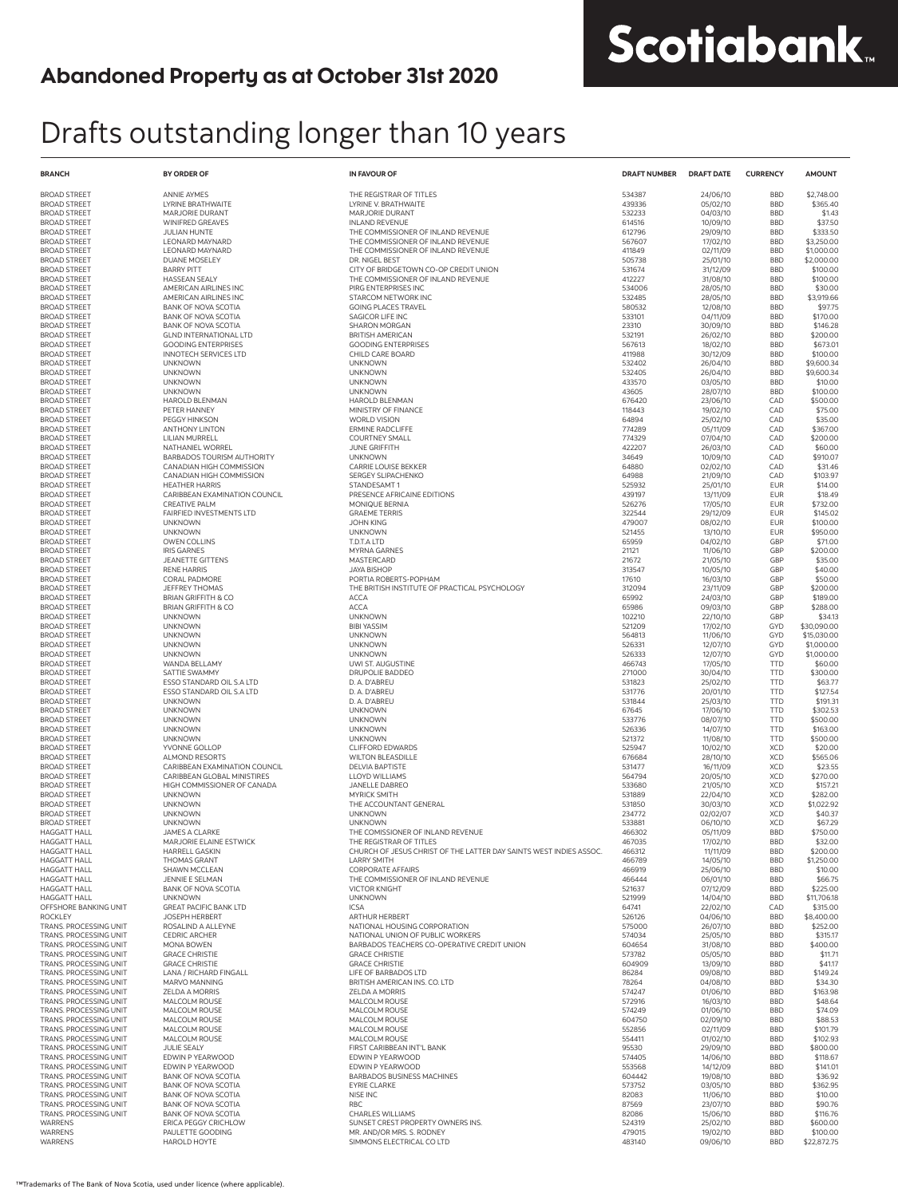**Abandoned Property as at October 31st 2020**

Scotiabank™

# Drafts outstanding longer than 10 years

| BRANCH | BY ORDER OF | IN FAVOUR OF | DRAFT NUMBER | DRAFT DATE | CURRENCY | AMOUNT |
|---|---|---|---|---|---|---|
| BROAD STREET | ANNIE AYMES | THE REGISTRAR OF TITLES | 534387 | 24/06/10 | BBD | $2,748.00 |
| BROAD STREET | LYRINE BRATHWAITE | LYRINE V. BRATHWAITE | 439336 | 05/02/10 | BBD | $365.40 |
| BROAD STREET | MARJORIE DURANT | MARJORIE DURANT | 532233 | 04/03/10 | BBD | $1.43 |
| BROAD STREET | WINIFRED GREAVES | INLAND REVENUE | 614516 | 10/09/10 | BBD | $37.50 |
| BROAD STREET | JULIAN HUNTE | THE COMMISSIONER OF INLAND REVENUE | 612796 | 29/09/10 | BBD | $333.50 |
| BROAD STREET | LEONARD MAYNARD | THE COMMISSIONER OF INLAND REVENUE | 567607 | 17/02/10 | BBD | $3,250.00 |
| BROAD STREET | LEONARD MAYNARD | THE COMMISSIONER OF INLAND REVENUE | 411849 | 02/11/09 | BBD | $1,000.00 |
| BROAD STREET | DUANE MOSELEY | DR. NIGEL BEST | 505738 | 25/01/10 | BBD | $2,000.00 |
| BROAD STREET | BARRY PITT | CITY OF BRIDGETOWN CO-OP CREDIT UNION | 531674 | 31/12/09 | BBD | $100.00 |
| BROAD STREET | HASSEAN SEALY | THE COMMISSIONER OF INLAND REVENUE | 412227 | 31/08/10 | BBD | $100.00 |
| BROAD STREET | AMERICAN AIRLINES INC | PIRG ENTERPRISES INC | 534006 | 28/05/10 | BBD | $30.00 |
| BROAD STREET | AMERICAN AIRLINES INC | STARCOM NETWORK INC | 532485 | 28/05/10 | BBD | $3,919.66 |
| BROAD STREET | BANK OF NOVA SCOTIA | GOING PLACES TRAVEL | 580532 | 12/08/10 | BBD | $97.75 |
| BROAD STREET | BANK OF NOVA SCOTIA | SAGICOR LIFE INC | 533101 | 04/11/09 | BBD | $170.00 |
| BROAD STREET | BANK OF NOVA SCOTIA | SHARON MORGAN | 23310 | 30/09/10 | BBD | $146.28 |
| BROAD STREET | GLND INTERNATIONAL LTD | BRITISH AMERICAN | 532191 | 26/02/10 | BBD | $200.00 |
| BROAD STREET | GOODING ENTERPRISES | GOODING ENTERPRISES | 567613 | 18/02/10 | BBD | $673.01 |
| BROAD STREET | INNOTECH SERVICES LTD | CHILD CARE BOARD | 411988 | 30/12/09 | BBD | $100.00 |
| BROAD STREET | UNKNOWN | UNKNOWN | 532402 | 26/04/10 | BBD | $9,600.34 |
| BROAD STREET | UNKNOWN | UNKNOWN | 532405 | 26/04/10 | BBD | $9,600.34 |
| BROAD STREET | UNKNOWN | UNKNOWN | 433570 | 03/05/10 | BBD | $10.00 |
| BROAD STREET | UNKNOWN | UNKNOWN | 43605 | 28/07/10 | BBD | $100.00 |
| BROAD STREET | HAROLD BLENMAN | HAROLD BLENMAN | 676420 | 23/06/10 | CAD | $500.00 |
| BROAD STREET | PETER HANNEY | MINISTRY OF FINANCE | 118443 | 19/02/10 | CAD | $75.00 |
| BROAD STREET | PEGGY HINKSON | WORLD VISION | 64894 | 25/02/10 | CAD | $35.00 |
| BROAD STREET | ANTHONY LINTON | ERMINE RADCLIFFE | 774289 | 05/11/09 | CAD | $367.00 |
| BROAD STREET | LILIAN MURRELL | COURTNEY SMALL | 774329 | 07/04/10 | CAD | $200.00 |
| BROAD STREET | NATHANIEL WORREL | JUNE GRIFFITH | 422207 | 26/03/10 | CAD | $60.00 |
| BROAD STREET | BARBADOS TOURISM AUTHORITY | UNKNOWN | 34649 | 10/09/10 | CAD | $910.07 |
| BROAD STREET | CANADIAN HIGH COMMISSION | CARRIE LOUISE BEKKER | 64880 | 02/02/10 | CAD | $31.46 |
| BROAD STREET | CANADIAN HIGH COMMISSION | SERGEY SLIPACHENKO | 64988 | 21/09/10 | CAD | $103.97 |
| BROAD STREET | HEATHER HARRIS | STANDESAMT 1 | 525932 | 25/01/10 | EUR | $14.00 |
| BROAD STREET | CARIBBEAN EXAMINATION COUNCIL | PRESENCE AFRICAINE EDITIONS | 439197 | 13/11/09 | EUR | $18.49 |
| BROAD STREET | CREATIVE PALM | MONIQUE BERNIA | 526276 | 17/05/10 | EUR | $732.00 |
| BROAD STREET | FAIRFIED INVESTMENTS LTD | GRAEME TERRIS | 322544 | 29/12/09 | EUR | $145.02 |
| BROAD STREET | UNKNOWN | JOHN KING | 479007 | 08/02/10 | EUR | $100.00 |
| BROAD STREET | UNKNOWN | UNKNOWN | 521455 | 13/10/10 | EUR | $950.00 |
| BROAD STREET | OWEN COLLINS | T.D.T.A LTD | 65959 | 04/02/10 | GBP | $71.00 |
| BROAD STREET | IRIS GARNES | MYRNA GARNES | 21121 | 11/06/10 | GBP | $200.00 |
| BROAD STREET | JEANETTE GITTENS | MASTERCARD | 21672 | 21/05/10 | GBP | $35.00 |
| BROAD STREET | RENE HARRIS | JAYA BISHOP | 313547 | 10/05/10 | GBP | $40.00 |
| BROAD STREET | CORAL PADMORE | PORTIA ROBERTS-POPHAM | 17610 | 16/03/10 | GBP | $50.00 |
| BROAD STREET | JEFFREY THOMAS | THE BRITISH INSTITUTE OF PRACTICAL PSYCHOLOGY | 312094 | 23/11/09 | GBP | $200.00 |
| BROAD STREET | BRIAN GRIFFITH & CO | ACCA | 65992 | 24/03/10 | GBP | $189.00 |
| BROAD STREET | BRIAN GRIFFITH & CO | ACCA | 65986 | 09/03/10 | GBP | $288.00 |
| BROAD STREET | UNKNOWN | UNKNOWN | 102210 | 22/10/10 | GBP | $34.13 |
| BROAD STREET | UNKNOWN | BIBI YASSIM | 521209 | 17/02/10 | GYD | $30,090.00 |
| BROAD STREET | UNKNOWN | UNKNOWN | 564813 | 11/06/10 | GYD | $15,030.00 |
| BROAD STREET | UNKNOWN | UNKNOWN | 526331 | 12/07/10 | GYD | $1,000.00 |
| BROAD STREET | UNKNOWN | UNKNOWN | 526333 | 12/07/10 | GYD | $1,000.00 |
| BROAD STREET | WANDA BELLAMY | UWI ST. AUGUSTINE | 466743 | 17/05/10 | TTD | $60.00 |
| BROAD STREET | SATTIE SWAMMY | DRUPOLIE BADDEO | 271000 | 30/04/10 | TTD | $300.00 |
| BROAD STREET | ESSO STANDARD OIL S.A LTD | D. A. D'ABREU | 531823 | 25/02/10 | TTD | $63.77 |
| BROAD STREET | ESSO STANDARD OIL S.A LTD | D. A. D'ABREU | 531776 | 20/01/10 | TTD | $127.54 |
| BROAD STREET | UNKNOWN | D. A. D'ABREU | 531844 | 25/03/10 | TTD | $191.31 |
| BROAD STREET | UNKNOWN | UNKNOWN | 67645 | 17/06/10 | TTD | $302.53 |
| BROAD STREET | UNKNOWN | UNKNOWN | 533776 | 08/07/10 | TTD | $500.00 |
| BROAD STREET | UNKNOWN | UNKNOWN | 526336 | 14/07/10 | TTD | $163.00 |
| BROAD STREET | UNKNOWN | UNKNOWN | 521372 | 11/08/10 | TTD | $500.00 |
| BROAD STREET | YVONNE GOLLOP | CLIFFORD EDWARDS | 525947 | 10/02/10 | XCD | $20.00 |
| BROAD STREET | ALMOND RESORTS | WILTON BLEASDILLE | 676684 | 28/10/10 | XCD | $565.06 |
| BROAD STREET | CARIBBEAN EXAMINATION COUNCIL | DELVIA BAPTISTE | 531477 | 16/11/09 | XCD | $23.55 |
| BROAD STREET | CARIBBEAN GLOBAL MINISTIRES | LLOYD WILLIAMS | 564794 | 20/05/10 | XCD | $270.00 |
| BROAD STREET | HIGH COMMISSIONER OF CANADA | JANELLE DABREO | 533680 | 21/05/10 | XCD | $157.21 |
| BROAD STREET | UNKNOWN | MYRICK SMITH | 531889 | 22/04/10 | XCD | $282.00 |
| BROAD STREET | UNKNOWN | THE ACCOUNTANT GENERAL | 531850 | 30/03/10 | XCD | $1,022.92 |
| BROAD STREET | UNKNOWN | UNKNOWN | 234772 | 02/02/07 | XCD | $40.37 |
| BROAD STREET | UNKNOWN | UNKNOWN | 533881 | 06/10/10 | XCD | $67.29 |
| HAGGATT HALL | JAMES A CLARKE | THE COMISSIONER OF INLAND REVENUE | 466302 | 05/11/09 | BBD | $750.00 |
| HAGGATT HALL | MARJORIE ELAINE ESTWICK | THE REGISTRAR OF TITLES | 467035 | 17/02/10 | BBD | $32.00 |
| HAGGATT HALL | HARRELL GASKIN | CHURCH OF JESUS CHRIST OF THE LATTER DAY SAINTS WEST INDIES ASSOC. | 466312 | 11/11/09 | BBD | $200.00 |
| HAGGATT HALL | THOMAS GRANT | LARRY SMITH | 466789 | 14/05/10 | BBD | $1,250.00 |
| HAGGATT HALL | SHAWN MCCLEAN | CORPORATE AFFAIRS | 466919 | 25/06/10 | BBD | $10.00 |
| HAGGATT HALL | JENNIE E SELMAN | THE COMMISSIONER OF INLAND REVENUE | 466444 | 06/01/10 | BBD | $66.75 |
| HAGGATT HALL | BANK OF NOVA SCOTIA | VICTOR KNIGHT | 521637 | 07/12/09 | BBD | $225.00 |
| HAGGATT HALL | UNKNOWN | UNKNOWN | 521999 | 14/04/10 | BBD | $11,706.18 |
| OFFSHORE BANKING UNIT | GREAT PACIFIC BANK LTD | ICSA | 64741 | 22/02/10 | CAD | $315.00 |
| ROCKLEY | JOSEPH HERBERT | ARTHUR HERBERT | 526126 | 04/06/10 | BBD | $8,400.00 |
| TRANS. PROCESSING UNIT | ROSALIND A ALLEYNE | NATIONAL HOUSING CORPORATION | 575000 | 26/07/10 | BBD | $252.00 |
| TRANS. PROCESSING UNIT | CEDRIC ARCHER | NATIONAL UNION OF PUBLIC WORKERS | 574034 | 25/05/10 | BBD | $315.17 |
| TRANS. PROCESSING UNIT | MONA BOWEN | BARBADOS TEACHERS CO-OPERATIVE CREDIT UNION | 604654 | 31/08/10 | BBD | $400.00 |
| TRANS. PROCESSING UNIT | GRACE CHRISTIE | GRACE CHRISTIE | 573782 | 05/05/10 | BBD | $11.71 |
| TRANS. PROCESSING UNIT | GRACE CHRISTIE | GRACE CHRISTIE | 604909 | 13/09/10 | BBD | $41.17 |
| TRANS. PROCESSING UNIT | LANA / RICHARD FINGALL | LIFE OF BARBADOS LTD | 86284 | 09/08/10 | BBD | $149.24 |
| TRANS. PROCESSING UNIT | MARVO MANNING | BRITISH AMERICAN INS. CO. LTD | 78264 | 04/08/10 | BBD | $34.30 |
| TRANS. PROCESSING UNIT | ZELDA A MORRIS | ZELDA A MORRIS | 574247 | 01/06/10 | BBD | $163.98 |
| TRANS. PROCESSING UNIT | MALCOLM ROUSE | MALCOLM ROUSE | 572916 | 16/03/10 | BBD | $48.64 |
| TRANS. PROCESSING UNIT | MALCOLM ROUSE | MALCOLM ROUSE | 574249 | 01/06/10 | BBD | $74.09 |
| TRANS. PROCESSING UNIT | MALCOLM ROUSE | MALCOLM ROUSE | 604750 | 02/09/10 | BBD | $88.53 |
| TRANS. PROCESSING UNIT | MALCOLM ROUSE | MALCOLM ROUSE | 552856 | 02/11/09 | BBD | $101.79 |
| TRANS. PROCESSING UNIT | MALCOLM ROUSE | MALCOLM ROUSE | 554411 | 01/02/10 | BBD | $102.93 |
| TRANS. PROCESSING UNIT | JULIE SEALY | FIRST CARIBBEAN INT'L BANK | 95530 | 29/09/10 | BBD | $800.00 |
| TRANS. PROCESSING UNIT | EDWIN P YEARWOOD | EDWIN P YEARWOOD | 574405 | 14/06/10 | BBD | $118.67 |
| TRANS. PROCESSING UNIT | EDWIN P YEARWOOD | EDWIN P YEARWOOD | 553568 | 14/12/09 | BBD | $141.01 |
| TRANS. PROCESSING UNIT | BANK OF NOVA SCOTIA | BARBADOS BUSINESS MACHINES | 604442 | 19/08/10 | BBD | $36.92 |
| TRANS. PROCESSING UNIT | BANK OF NOVA SCOTIA | EYRIE CLARKE | 573752 | 03/05/10 | BBD | $362.95 |
| TRANS. PROCESSING UNIT | BANK OF NOVA SCOTIA | NISE INC | 82083 | 11/06/10 | BBD | $10.00 |
| TRANS. PROCESSING UNIT | BANK OF NOVA SCOTIA | RBC | 87569 | 23/07/10 | BBD | $90.76 |
| TRANS. PROCESSING UNIT | BANK OF NOVA SCOTIA | CHARLES WILLIAMS | 82086 | 15/06/10 | BBD | $116.76 |
| WARRENS | ERICA PEGGY CRICHLOW | SUNSET CREST PROPERTY OWNERS INS. | 524319 | 25/02/10 | BBD | $600.00 |
| WARRENS | PAULETTE GOODING | MR. AND/OR MRS. S. RODNEY | 479015 | 19/02/10 | BBD | $100.00 |
| WARRENS | HAROLD HOYTE | SIMMONS ELECTRICAL CO LTD | 483140 | 09/06/10 | BBD | $22,872.75 |

™Trademarks of The Bank of Nova Scotia, used under licence (where applicable).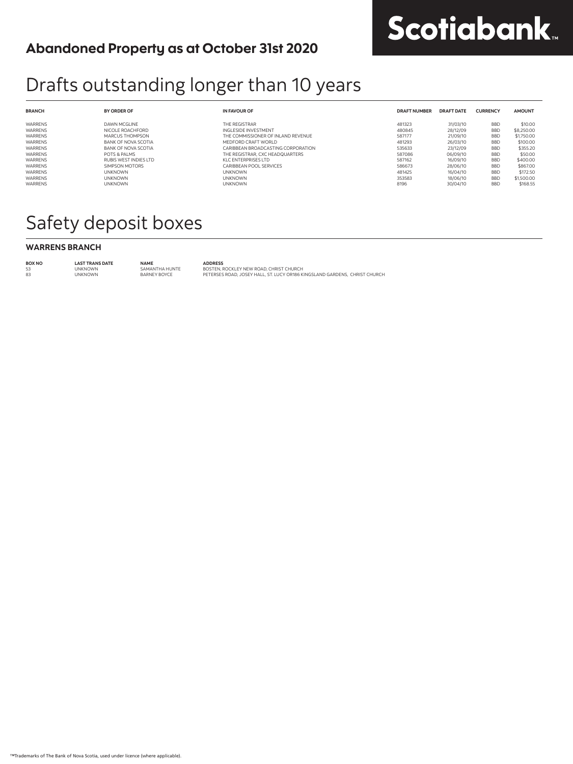## Abandoned Property as at October 31st 2020

Scotiabank

# Drafts outstanding longer than 10 years

| BRANCH | BY ORDER OF | IN FAVOUR OF | DRAFT NUMBER | DRAFT DATE | CURRENCY | AMOUNT |
|---|---|---|---|---|---|---|
| WARRENS | DAWN MCGLINE | THE REGISTRAR | 481323 | 31/03/10 | BBD | $10.00 |
| WARRENS | NICOLE ROACHFORD | INGLESIDE INVESTMENT | 480845 | 28/12/09 | BBD | $8,250.00 |
| WARRENS | MARCUS THOMPSON | THE COMMISSIONER OF INLAND REVENUE | 587177 | 21/09/10 | BBD | $1,750.00 |
| WARRENS | BANK OF NOVA SCOTIA | MEDFORD CRAFT WORLD | 481293 | 26/03/10 | BBD | $100.00 |
| WARRENS | BANK OF NOVA SCOTIA | CARIBBEAN BROADCASTING CORPORATION | 535633 | 23/12/09 | BBD | $355.20 |
| WARRENS | POTS & PALMS | THE REGISTRAR, CXC HEADQUARTERS | 587086 | 06/09/10 | BBD | $50.00 |
| WARRENS | RUBIS WEST INDIES LTD | KLC ENTERPRISES LTD | 587162 | 16/09/10 | BBD | $400.00 |
| WARRENS | SIMPSON MOTORS | CARIBBEAN POOL SERVICES | 586673 | 28/06/10 | BBD | $867.00 |
| WARRENS | UNKNOWN | UNKNOWN | 481425 | 16/04/10 | BBD | $172.50 |
| WARRENS | UNKNOWN | UNKNOWN | 353583 | 18/06/10 | BBD | $1,500.00 |
| WARRENS | UNKNOWN | UNKNOWN | 8196 | 30/04/10 | BBD | $168.55 |

# Safety deposit boxes

### WARRENS BRANCH

| BOX NO | LAST TRANS DATE | NAME | ADDRESS |
|---|---|---|---|
| 53 | UNKNOWN | SAMANTHA HUNTE | BOSTEN, ROCKLEY NEW ROAD, CHRIST CHURCH |
| 83 | UNKNOWN | BARNEY BOYCE | PETERSES ROAD, JOSEY HALL, ST. LUCY OR186 KINGSLAND GARDENS, CHRIST CHURCH |

™Trademarks of The Bank of Nova Scotia, used under licence (where applicable).